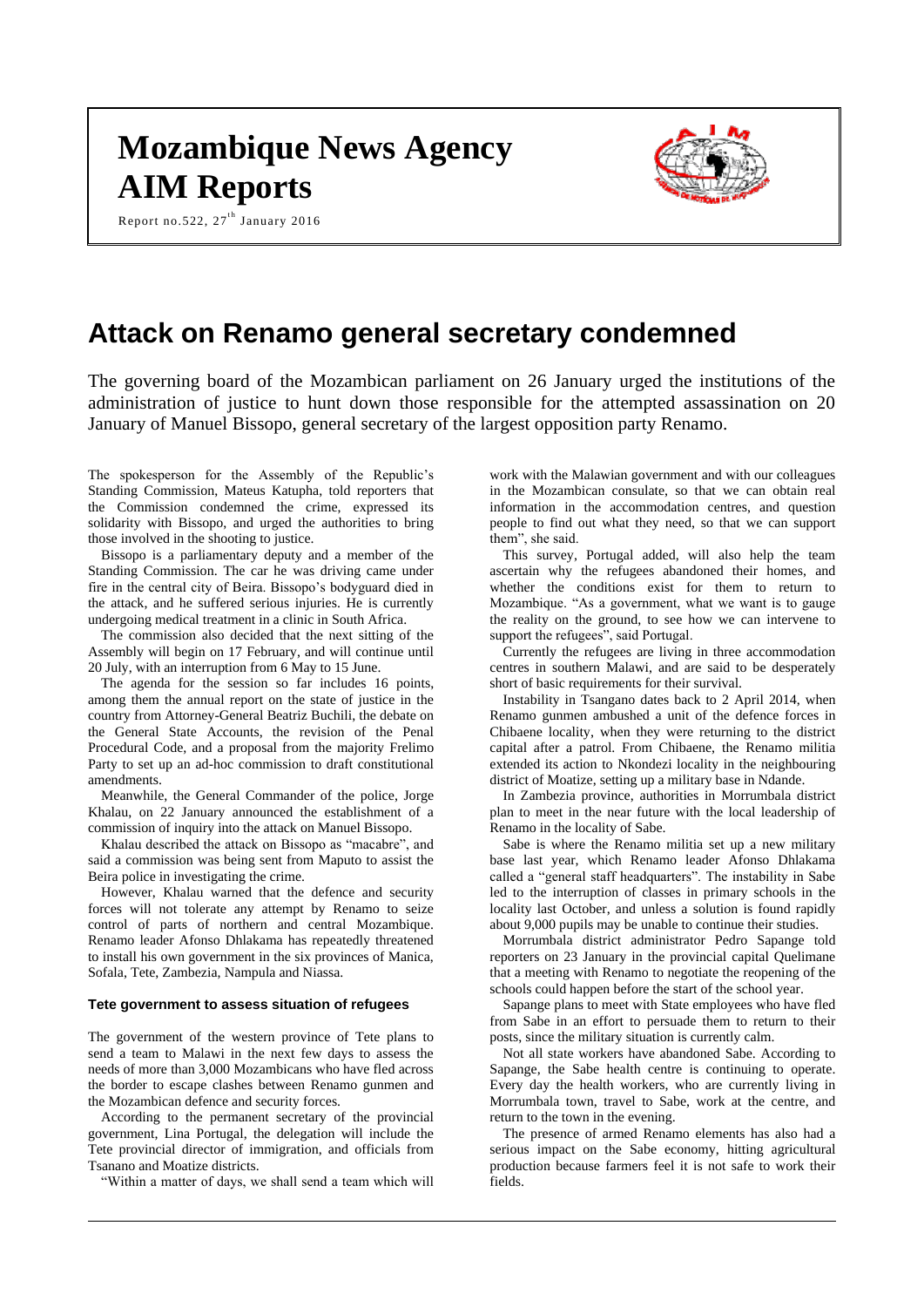# Mozambique News Agency AIM Reports

Report no.522, 27th January 2016

## Attack on Renamo general secretary condemned

The governing board of the Mozambican parliament on 26 January urged the institutions of the administration of justice to hunt down those responsible for the attempted assassination on 20 January of Manuel Bissopo, general secretary of the largest opposition party Renamo.

The spokesperson for the Assembly of the Republic's Standing Commission, Mateus Katupha, told reporters that the Commission condemned the crime, expressed its solidarity with Bissopo, and urged the authorities to bring those involved in the shooting to justice.

Bissopo is a parliamentary deputy and a member of the Standing Commission. The car he was driving came under fire in the central city of Beira. Bissopo's bodyguard died in the attack, and he suffered serious injuries. He is currently undergoing medical treatment in a clinic in South Africa.

The commission also decided that the next sitting of the Assembly will begin on 17 February, and will continue until 20 July, with an interruption from 6 May to 15 June.

The agenda for the session so far includes 16 points, among them the annual report on the state of justice in the country from Attorney-General Beatriz Buchili, the debate on the General State Accounts, the revision of the Penal Procedural Code, and a proposal from the majority Frelimo Party to set up an ad-hoc commission to draft constitutional amendments.

Meanwhile, the General Commander of the police, Jorge Khalau, on 22 January announced the establishment of a commission of inquiry into the attack on Manuel Bissopo.

Khalau described the attack on Bissopo as "macabre", and said a commission was being sent from Maputo to assist the Beira police in investigating the crime.

However, Khalau warned that the defence and security forces will not tolerate any attempt by Renamo to seize control of parts of northern and central Mozambique. Renamo leader Afonso Dhlakama has repeatedly threatened to install his own government in the six provinces of Manica, Sofala, Tete, Zambezia, Nampula and Niassa.

### Tete government to assess situation of refugees

The government of the western province of Tete plans to send a team to Malawi in the next few days to assess the needs of more than 3,000 Mozambicans who have fled across the border to escape clashes between Renamo gunmen and the Mozambican defence and security forces.

According to the permanent secretary of the provincial government, Lina Portugal, the delegation will include the Tete provincial director of immigration, and officials from Tsanano and Moatize districts.

"Within a matter of days, we shall send a team which will work with the Malawian government and with our colleagues in the Mozambican consulate, so that we can obtain real information in the accommodation centres, and question people to find out what they need, so that we can support them", she said.

This survey, Portugal added, will also help the team ascertain why the refugees abandoned their homes, and whether the conditions exist for them to return to Mozambique. "As a government, what we want is to gauge the reality on the ground, to see how we can intervene to support the refugees", said Portugal.

Currently the refugees are living in three accommodation centres in southern Malawi, and are said to be desperately short of basic requirements for their survival.

Instability in Tsangano dates back to 2 April 2014, when Renamo gunmen ambushed a unit of the defence forces in Chibaene locality, when they were returning to the district capital after a patrol. From Chibaene, the Renamo militia extended its action to Nkondezi locality in the neighbouring district of Moatize, setting up a military base in Ndande.

In Zambezia province, authorities in Morrumbala district plan to meet in the near future with the local leadership of Renamo in the locality of Sabe.

Sabe is where the Renamo militia set up a new military base last year, which Renamo leader Afonso Dhlakama called a "general staff headquarters". The instability in Sabe led to the interruption of classes in primary schools in the locality last October, and unless a solution is found rapidly about 9,000 pupils may be unable to continue their studies.

Morrumbala district administrator Pedro Sapange told reporters on 23 January in the provincial capital Quelimane that a meeting with Renamo to negotiate the reopening of the schools could happen before the start of the school year.

Sapange plans to meet with State employees who have fled from Sabe in an effort to persuade them to return to their posts, since the military situation is currently calm.

Not all state workers have abandoned Sabe. According to Sapange, the Sabe health centre is continuing to operate. Every day the health workers, who are currently living in Morrumbala town, travel to Sabe, work at the centre, and return to the town in the evening.

The presence of armed Renamo elements has also had a serious impact on the Sabe economy, hitting agricultural production because farmers feel it is not safe to work their fields.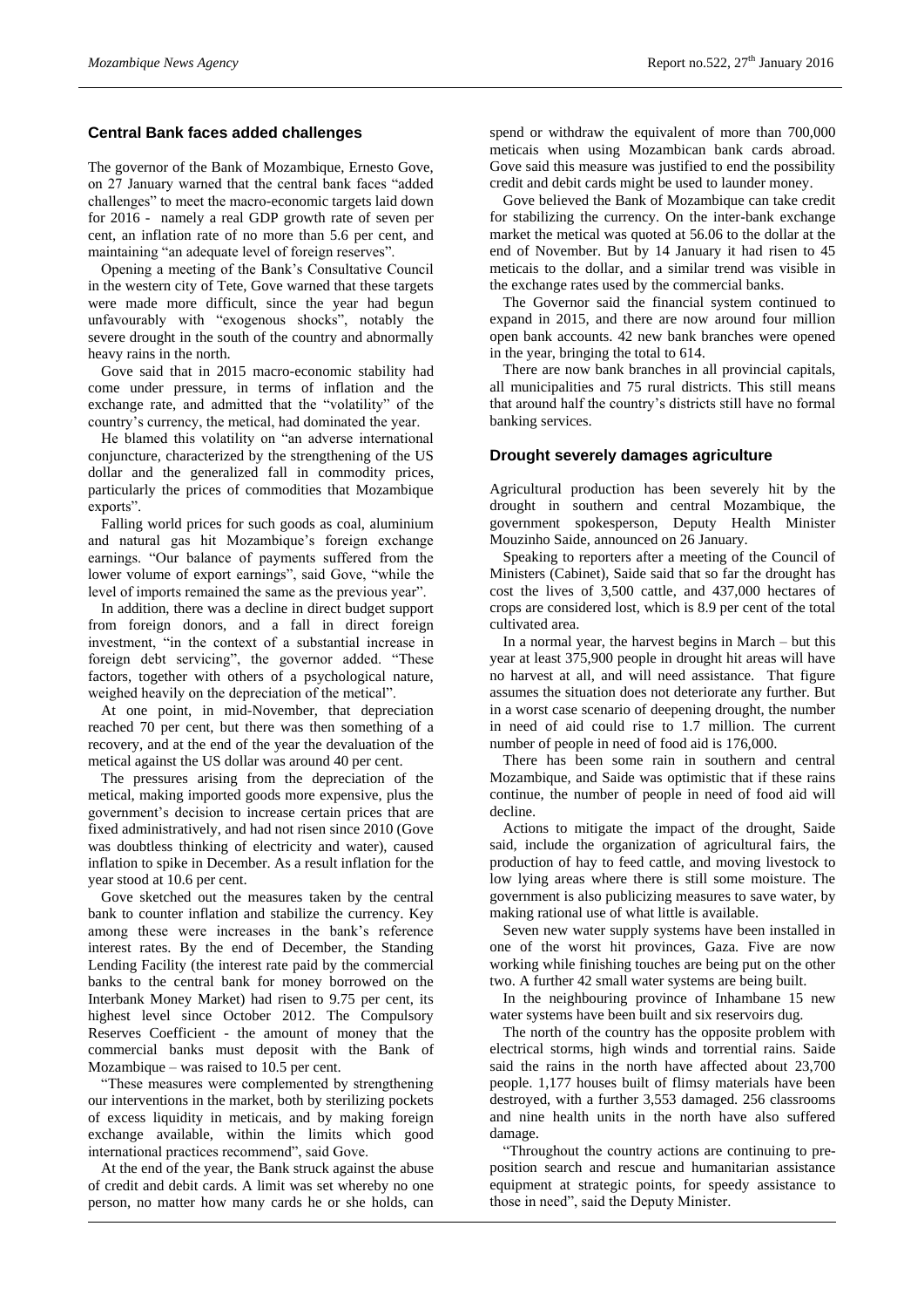## Central Bank faces added challenges

The governor of the Bank of Mozambique, Ernesto Gove, on 27 January warned that the central bank faces "added challenges" to meet the macro-economic targets laid down for 2016 - namely a real GDP growth rate of seven per cent, an inflation rate of no more than 5.6 per cent, and maintaining "an adequate level of foreign reserves".

Opening a meeting of the Bank's Consultative Council in the western city of Tete, Gove warned that these targets were made more difficult, since the year had begun unfavourably with "exogenous shocks", notably the severe drought in the south of the country and abnormally heavy rains in the north.

Gove said that in 2015 macro-economic stability had come under pressure, in terms of inflation and the exchange rate, and admitted that the "volatility" of the country's currency, the metical, had dominated the year.

He blamed this volatility on "an adverse international conjuncture, characterized by the strengthening of the US dollar and the generalized fall in commodity prices, particularly the prices of commodities that Mozambique exports".

Falling world prices for such goods as coal, aluminium and natural gas hit Mozambique's foreign exchange earnings. "Our balance of payments suffered from the lower volume of export earnings", said Gove, "while the level of imports remained the same as the previous year".

In addition, there was a decline in direct budget support from foreign donors, and a fall in direct foreign investment, "in the context of a substantial increase in foreign debt servicing", the governor added. "These factors, together with others of a psychological nature, weighed heavily on the depreciation of the metical".

At one point, in mid-November, that depreciation reached 70 per cent, but there was then something of a recovery, and at the end of the year the devaluation of the metical against the US dollar was around 40 per cent.

The pressures arising from the depreciation of the metical, making imported goods more expensive, plus the government's decision to increase certain prices that are fixed administratively, and had not risen since 2010 (Gove was doubtless thinking of electricity and water), caused inflation to spike in December. As a result inflation for the year stood at 10.6 per cent.

Gove sketched out the measures taken by the central bank to counter inflation and stabilize the currency. Key among these were increases in the bank's reference interest rates. By the end of December, the Standing Lending Facility (the interest rate paid by the commercial banks to the central bank for money borrowed on the Interbank Money Market) had risen to 9.75 per cent, its highest level since October 2012. The Compulsory Reserves Coefficient - the amount of money that the commercial banks must deposit with the Bank of Mozambique – was raised to 10.5 per cent.

"These measures were complemented by strengthening our interventions in the market, both by sterilizing pockets of excess liquidity in meticais, and by making foreign exchange available, within the limits which good international practices recommend", said Gove.

At the end of the year, the Bank struck against the abuse of credit and debit cards. A limit was set whereby no one person, no matter how many cards he or she holds, can spend or withdraw the equivalent of more than 700,000 meticais when using Mozambican bank cards abroad. Gove said this measure was justified to end the possibility credit and debit cards might be used to launder money.

Gove believed the Bank of Mozambique can take credit for stabilizing the currency. On the inter-bank exchange market the metical was quoted at 56.06 to the dollar at the end of November. But by 14 January it had risen to 45 meticais to the dollar, and a similar trend was visible in the exchange rates used by the commercial banks.

The Governor said the financial system continued to expand in 2015, and there are now around four million open bank accounts. 42 new bank branches were opened in the year, bringing the total to 614.

There are now bank branches in all provincial capitals, all municipalities and 75 rural districts. This still means that around half the country's districts still have no formal banking services.

## Drought severely damages agriculture

Agricultural production has been severely hit by the drought in southern and central Mozambique, the government spokesperson, Deputy Health Minister Mouzinho Saide, announced on 26 January.

Speaking to reporters after a meeting of the Council of Ministers (Cabinet), Saide said that so far the drought has cost the lives of 3,500 cattle, and 437,000 hectares of crops are considered lost, which is 8.9 per cent of the total cultivated area.

In a normal year, the harvest begins in March – but this year at least 375,900 people in drought hit areas will have no harvest at all, and will need assistance. That figure assumes the situation does not deteriorate any further. But in a worst case scenario of deepening drought, the number in need of aid could rise to 1.7 million. The current number of people in need of food aid is 176,000.

There has been some rain in southern and central Mozambique, and Saide was optimistic that if these rains continue, the number of people in need of food aid will decline.

Actions to mitigate the impact of the drought, Saide said, include the organization of agricultural fairs, the production of hay to feed cattle, and moving livestock to low lying areas where there is still some moisture. The government is also publicizing measures to save water, by making rational use of what little is available.

Seven new water supply systems have been installed in one of the worst hit provinces, Gaza. Five are now working while finishing touches are being put on the other two. A further 42 small water systems are being built.

In the neighbouring province of Inhambane 15 new water systems have been built and six reservoirs dug.

The north of the country has the opposite problem with electrical storms, high winds and torrential rains. Saide said the rains in the north have affected about 23,700 people. 1,177 houses built of flimsy materials have been destroyed, with a further 3,553 damaged. 256 classrooms and nine health units in the north have also suffered damage.

"Throughout the country actions are continuing to pre-position search and rescue and humanitarian assistance equipment at strategic points, for speedy assistance to those in need", said the Deputy Minister.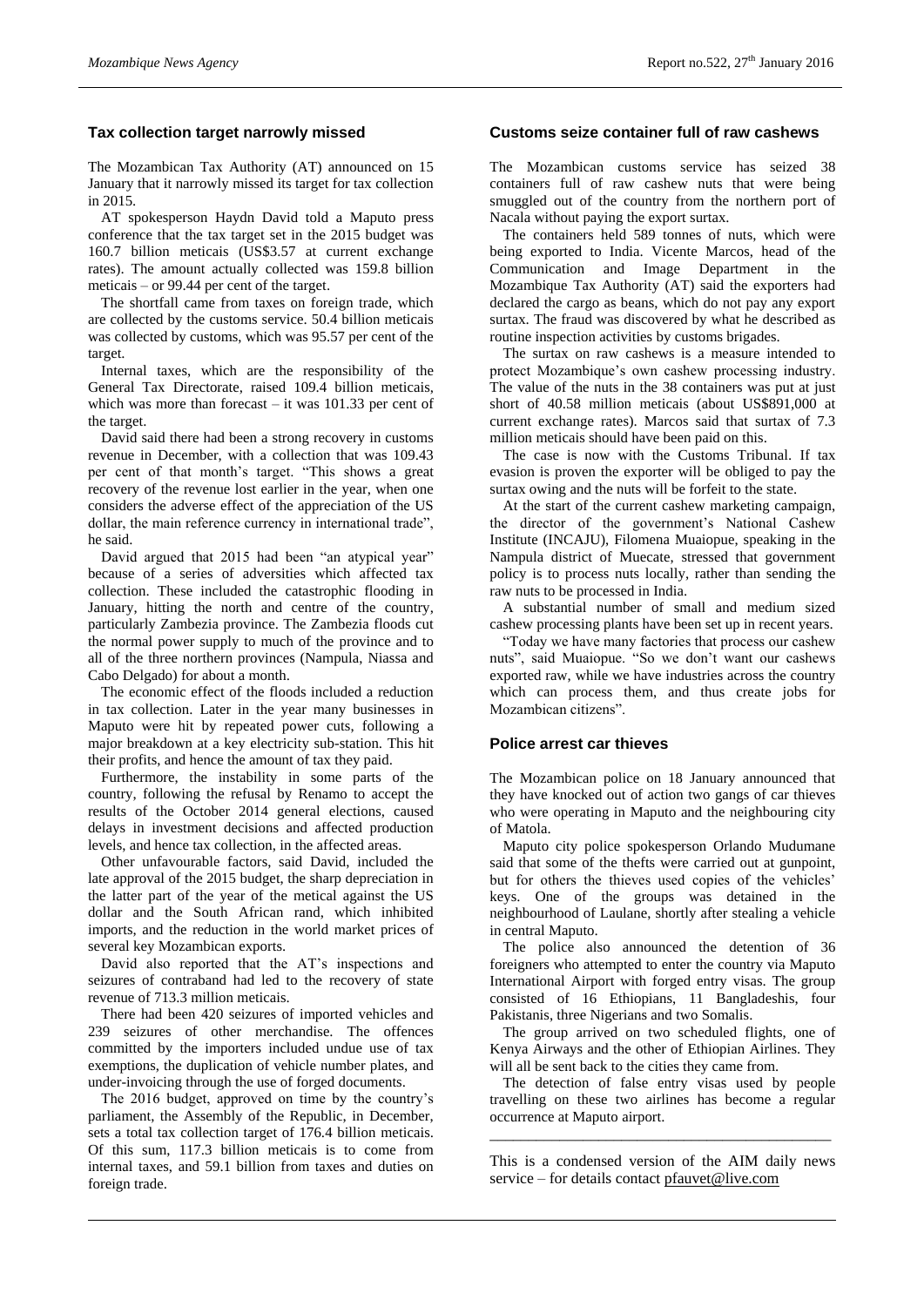## Tax collection target narrowly missed

The Mozambican Tax Authority (AT) announced on 15 January that it narrowly missed its target for tax collection in 2015.

AT spokesperson Haydn David told a Maputo press conference that the tax target set in the 2015 budget was 160.7 billion meticais (US$3.57 at current exchange rates). The amount actually collected was 159.8 billion meticais – or 99.44 per cent of the target.

The shortfall came from taxes on foreign trade, which are collected by the customs service. 50.4 billion meticais was collected by customs, which was 95.57 per cent of the target.

Internal taxes, which are the responsibility of the General Tax Directorate, raised 109.4 billion meticais, which was more than forecast – it was 101.33 per cent of the target.

David said there had been a strong recovery in customs revenue in December, with a collection that was 109.43 per cent of that month's target. "This shows a great recovery of the revenue lost earlier in the year, when one considers the adverse effect of the appreciation of the US dollar, the main reference currency in international trade", he said.

David argued that 2015 had been "an atypical year" because of a series of adversities which affected tax collection. These included the catastrophic flooding in January, hitting the north and centre of the country, particularly Zambezia province. The Zambezia floods cut the normal power supply to much of the province and to all of the three northern provinces (Nampula, Niassa and Cabo Delgado) for about a month.

The economic effect of the floods included a reduction in tax collection. Later in the year many businesses in Maputo were hit by repeated power cuts, following a major breakdown at a key electricity sub-station. This hit their profits, and hence the amount of tax they paid.

Furthermore, the instability in some parts of the country, following the refusal by Renamo to accept the results of the October 2014 general elections, caused delays in investment decisions and affected production levels, and hence tax collection, in the affected areas.

Other unfavourable factors, said David, included the late approval of the 2015 budget, the sharp depreciation in the latter part of the year of the metical against the US dollar and the South African rand, which inhibited imports, and the reduction in the world market prices of several key Mozambican exports.

David also reported that the AT's inspections and seizures of contraband had led to the recovery of state revenue of 713.3 million meticais.

There had been 420 seizures of imported vehicles and 239 seizures of other merchandise. The offences committed by the importers included undue use of tax exemptions, the duplication of vehicle number plates, and under-invoicing through the use of forged documents.

The 2016 budget, approved on time by the country's parliament, the Assembly of the Republic, in December, sets a total tax collection target of 176.4 billion meticais. Of this sum, 117.3 billion meticais is to come from internal taxes, and 59.1 billion from taxes and duties on foreign trade.

## Customs seize container full of raw cashews

The Mozambican customs service has seized 38 containers full of raw cashew nuts that were being smuggled out of the country from the northern port of Nacala without paying the export surtax.

The containers held 589 tonnes of nuts, which were being exported to India. Vicente Marcos, head of the Communication and Image Department in the Mozambique Tax Authority (AT) said the exporters had declared the cargo as beans, which do not pay any export surtax. The fraud was discovered by what he described as routine inspection activities by customs brigades.

The surtax on raw cashews is a measure intended to protect Mozambique's own cashew processing industry. The value of the nuts in the 38 containers was put at just short of 40.58 million meticais (about US$891,000 at current exchange rates). Marcos said that surtax of 7.3 million meticais should have been paid on this.

The case is now with the Customs Tribunal. If tax evasion is proven the exporter will be obliged to pay the surtax owing and the nuts will be forfeit to the state.

At the start of the current cashew marketing campaign, the director of the government's National Cashew Institute (INCAJU), Filomena Muaiopue, speaking in the Nampula district of Muecate, stressed that government policy is to process nuts locally, rather than sending the raw nuts to be processed in India.

A substantial number of small and medium sized cashew processing plants have been set up in recent years.

"Today we have many factories that process our cashew nuts", said Muaiopue. "So we don't want our cashews exported raw, while we have industries across the country which can process them, and thus create jobs for Mozambican citizens".

## Police arrest car thieves

The Mozambican police on 18 January announced that they have knocked out of action two gangs of car thieves who were operating in Maputo and the neighbouring city of Matola.

Maputo city police spokesperson Orlando Mudumane said that some of the thefts were carried out at gunpoint, but for others the thieves used copies of the vehicles' keys. One of the groups was detained in the neighbourhood of Laulane, shortly after stealing a vehicle in central Maputo.

The police also announced the detention of 36 foreigners who attempted to enter the country via Maputo International Airport with forged entry visas. The group consisted of 16 Ethiopians, 11 Bangladeshis, four Pakistanis, three Nigerians and two Somalis.

The group arrived on two scheduled flights, one of Kenya Airways and the other of Ethiopian Airlines. They will all be sent back to the cities they came from.

The detection of false entry visas used by people travelling on these two airlines has become a regular occurrence at Maputo airport.

---

This is a condensed version of the AIM daily news service – for details contact pfauvet@live.com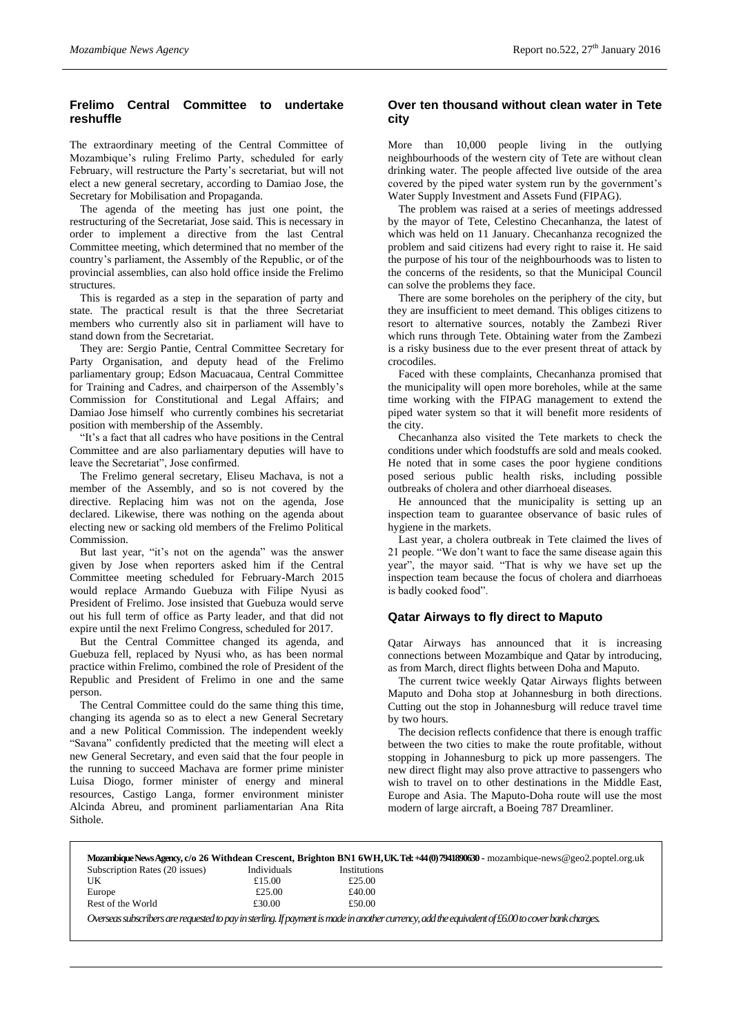## Frelimo Central Committee to undertake reshuffle

The extraordinary meeting of the Central Committee of Mozambique's ruling Frelimo Party, scheduled for early February, will restructure the Party's secretariat, but will not elect a new general secretary, according to Damiao Jose, the Secretary for Mobilisation and Propaganda.

The agenda of the meeting has just one point, the restructuring of the Secretariat, Jose said. This is necessary in order to implement a directive from the last Central Committee meeting, which determined that no member of the country's parliament, the Assembly of the Republic, or of the provincial assemblies, can also hold office inside the Frelimo structures.

This is regarded as a step in the separation of party and state. The practical result is that the three Secretariat members who currently also sit in parliament will have to stand down from the Secretariat.

They are: Sergio Pantie, Central Committee Secretary for Party Organisation, and deputy head of the Frelimo parliamentary group; Edson Macuacaua, Central Committee for Training and Cadres, and chairperson of the Assembly's Commission for Constitutional and Legal Affairs; and Damiao Jose himself who currently combines his secretariat position with membership of the Assembly.

"It's a fact that all cadres who have positions in the Central Committee and are also parliamentary deputies will have to leave the Secretariat", Jose confirmed.

The Frelimo general secretary, Eliseu Machava, is not a member of the Assembly, and so is not covered by the directive. Replacing him was not on the agenda, Jose declared. Likewise, there was nothing on the agenda about electing new or sacking old members of the Frelimo Political Commission.

But last year, "it's not on the agenda" was the answer given by Jose when reporters asked him if the Central Committee meeting scheduled for February-March 2015 would replace Armando Guebuza with Filipe Nyusi as President of Frelimo. Jose insisted that Guebuza would serve out his full term of office as Party leader, and that did not expire until the next Frelimo Congress, scheduled for 2017.

But the Central Committee changed its agenda, and Guebuza fell, replaced by Nyusi who, as has been normal practice within Frelimo, combined the role of President of the Republic and President of Frelimo in one and the same person.

The Central Committee could do the same thing this time, changing its agenda so as to elect a new General Secretary and a new Political Commission. The independent weekly "Savana" confidently predicted that the meeting will elect a new General Secretary, and even said that the four people in the running to succeed Machava are former prime minister Luisa Diogo, former minister of energy and mineral resources, Castigo Langa, former environment minister Alcinda Abreu, and prominent parliamentarian Ana Rita Sithole.

## Over ten thousand without clean water in Tete city

More than 10,000 people living in the outlying neighbourhoods of the western city of Tete are without clean drinking water. The people affected live outside of the area covered by the piped water system run by the government's Water Supply Investment and Assets Fund (FIPAG).

The problem was raised at a series of meetings addressed by the mayor of Tete, Celestino Checanhanza, the latest of which was held on 11 January. Checanhanza recognized the problem and said citizens had every right to raise it. He said the purpose of his tour of the neighbourhoods was to listen to the concerns of the residents, so that the Municipal Council can solve the problems they face.

There are some boreholes on the periphery of the city, but they are insufficient to meet demand. This obliges citizens to resort to alternative sources, notably the Zambezi River which runs through Tete. Obtaining water from the Zambezi is a risky business due to the ever present threat of attack by crocodiles.

Faced with these complaints, Checanhanza promised that the municipality will open more boreholes, while at the same time working with the FIPAG management to extend the piped water system so that it will benefit more residents of the city.

Checanhanza also visited the Tete markets to check the conditions under which foodstuffs are sold and meals cooked. He noted that in some cases the poor hygiene conditions posed serious public health risks, including possible outbreaks of cholera and other diarrhoeal diseases.

He announced that the municipality is setting up an inspection team to guarantee observance of basic rules of hygiene in the markets.

Last year, a cholera outbreak in Tete claimed the lives of 21 people. "We don't want to face the same disease again this year", the mayor said. "That is why we have set up the inspection team because the focus of cholera and diarrhoeas is badly cooked food".

## Qatar Airways to fly direct to Maputo

Qatar Airways has announced that it is increasing connections between Mozambique and Qatar by introducing, as from March, direct flights between Doha and Maputo.

The current twice weekly Qatar Airways flights between Maputo and Doha stop at Johannesburg in both directions. Cutting out the stop in Johannesburg will reduce travel time by two hours.

The decision reflects confidence that there is enough traffic between the two cities to make the route profitable, without stopping in Johannesburg to pick up more passengers. The new direct flight may also prove attractive to passengers who wish to travel on to other destinations in the Middle East, Europe and Asia. The Maputo-Doha route will use the most modern of large aircraft, a Boeing 787 Dreamliner.

**Mozambique News Agency, c/o 26 Withdean Crescent, Brighton BN1 6WH, UK. Tel: +44 (0) 7941890630** - mozambique-news@geo2.poptel.org.uk

| Subscription Rates (20 issues) | Individuals | Institutions |
|---|---|---|
| UK | £15.00 | £25.00 |
| Europe | £25.00 | £40.00 |
| Rest of the World | £30.00 | £50.00 |

*Overseas subscribers are requested to pay in sterling. If payment is made in another currency, add the equivalent of £6.00 to cover bank charges.*